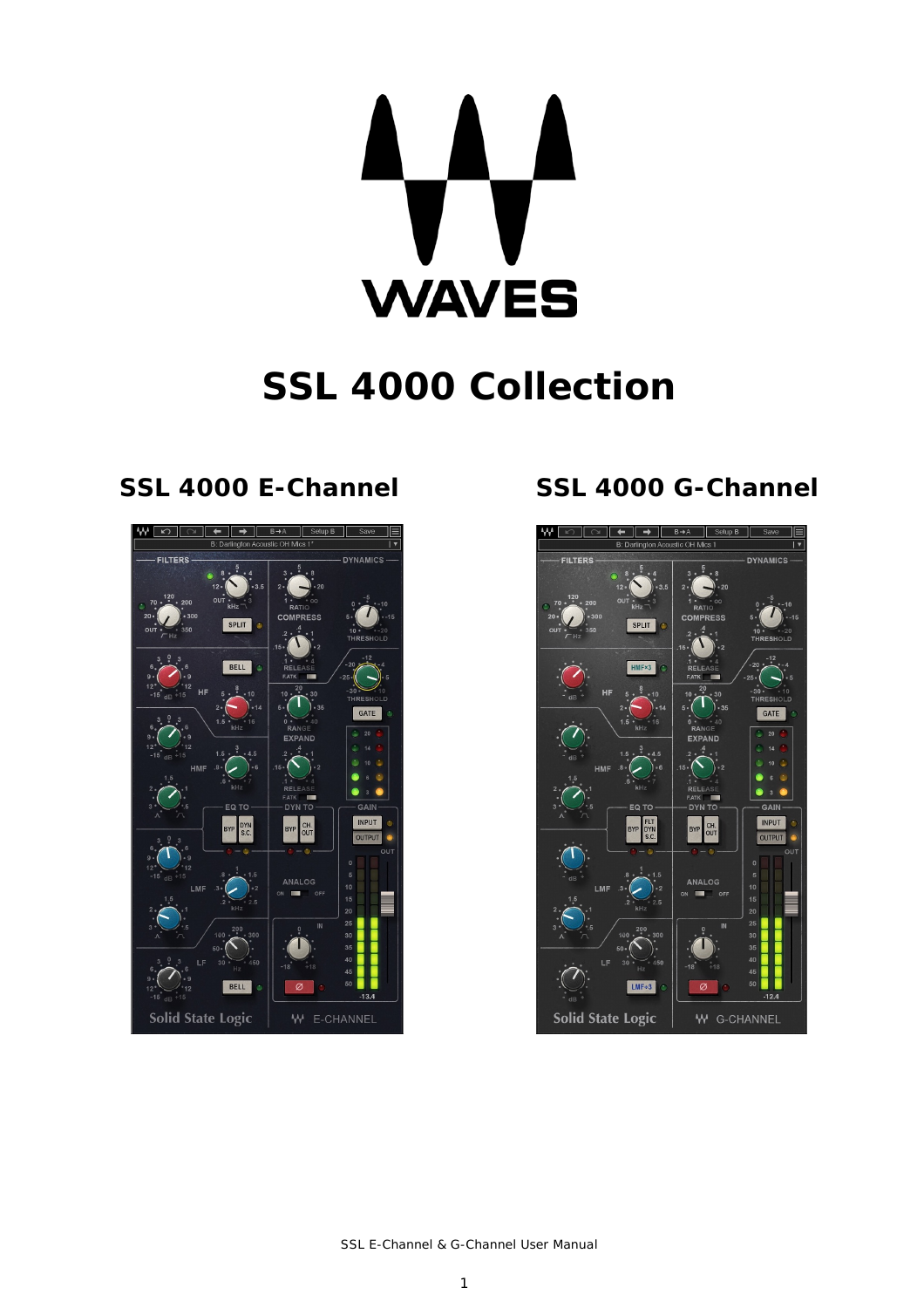# SSL 4000 Collection

## SSL 4000 E-Channel

## SSL 4000 G-Channel

SSL E-Channel & G-Channel User Manual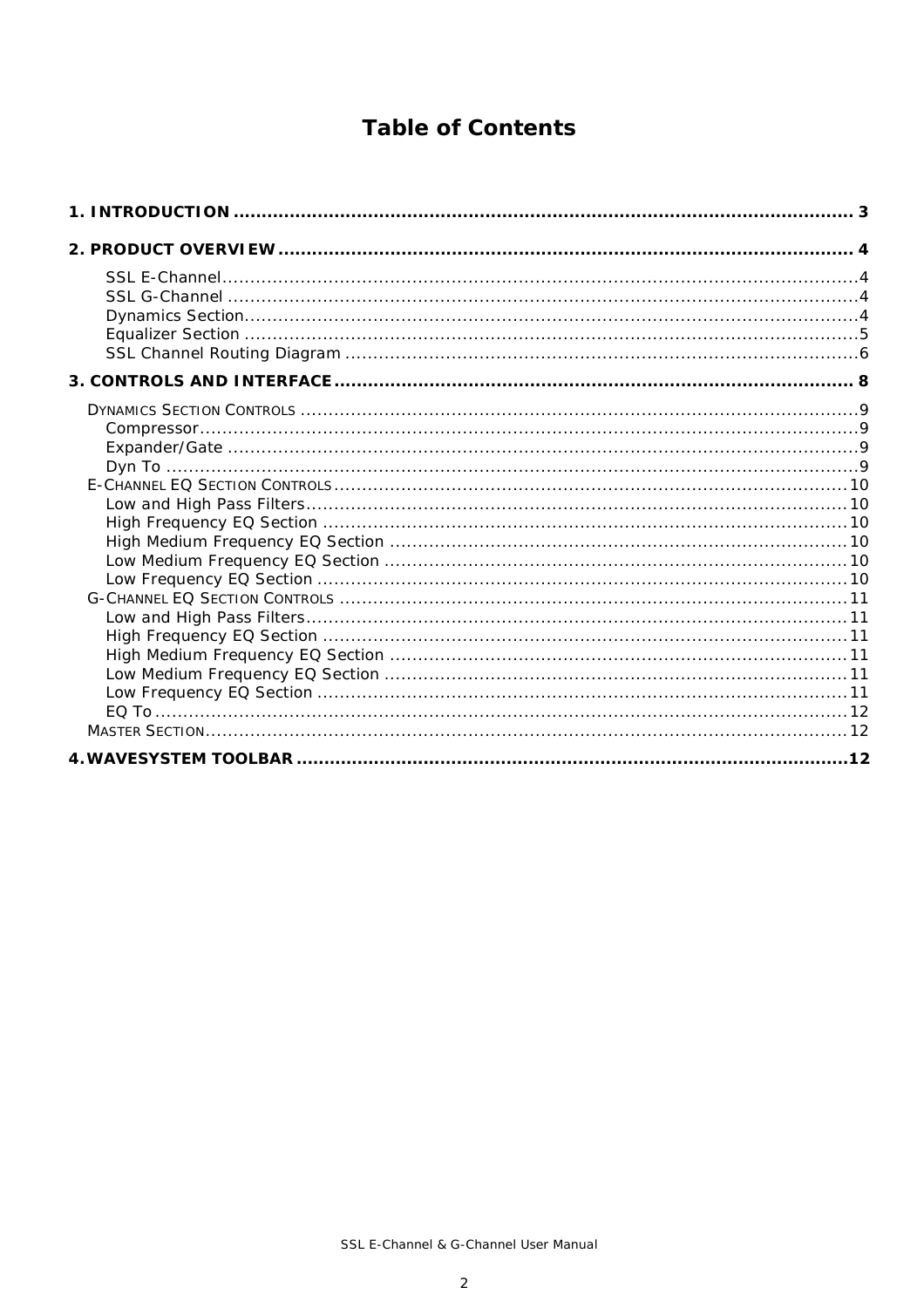# Table of Contents

**1. INTRODUCTION .......................................................................................................... 3**

**2. PRODUCT OVERVIEW .................................................................................................. 4**

SSL E-Channel................................................................................................................4
SSL G-Channel ...............................................................................................................4
Dynamics Section............................................................................................................4
Equalizer Section ............................................................................................................5
SSL Channel Routing Diagram .........................................................................................6

**3. CONTROLS AND INTERFACE ........................................................................................ 8**

DYNAMICS SECTION CONTROLS ..................................................................................................9
Compressor.....................................................................................................................9
Expander/Gate ...............................................................................................................9
Dyn To ...........................................................................................................................9
E-CHANNEL EQ SECTION CONTROLS ...........................................................................................10
Low and High Pass Filters...............................................................................................10
High Frequency EQ Section ............................................................................................10
High Medium Frequency EQ Section ................................................................................10
Low Medium Frequency EQ Section .................................................................................10
Low Frequency EQ Section .............................................................................................10
G-CHANNEL EQ SECTION CONTROLS ..........................................................................................11
Low and High Pass Filters...............................................................................................11
High Frequency EQ Section ............................................................................................11
High Medium Frequency EQ Section ................................................................................11
Low Medium Frequency EQ Section .................................................................................11
Low Frequency EQ Section .............................................................................................11
EQ To ...........................................................................................................................12
MASTER SECTION.....................................................................................................................12

**4. WAVESYSTEM TOOLBAR ..............................................................................................12**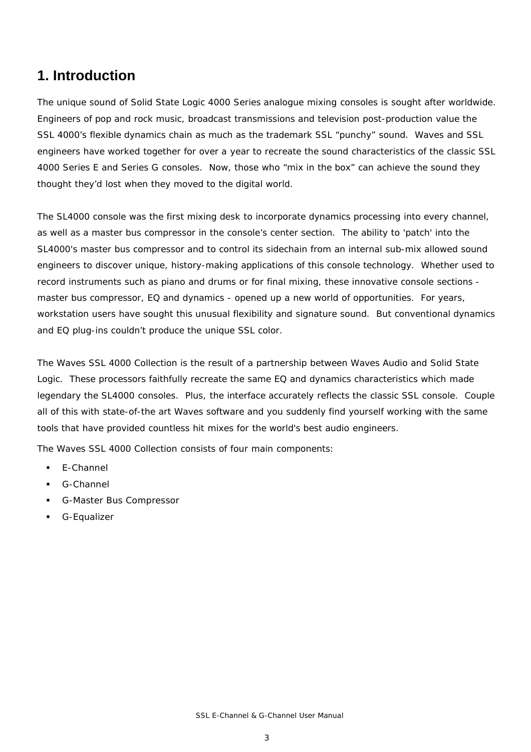# 1. Introduction

The unique sound of Solid State Logic 4000 Series analogue mixing consoles is sought after worldwide. Engineers of pop and rock music, broadcast transmissions and television post-production value the SSL 4000's flexible dynamics chain as much as the trademark SSL "punchy" sound. Waves and SSL engineers have worked together for over a year to recreate the sound characteristics of the classic SSL 4000 Series E and Series G consoles. Now, those who "mix in the box" can achieve the sound they thought they'd lost when they moved to the digital world.

The SL4000 console was the first mixing desk to incorporate dynamics processing into every channel, as well as a master bus compressor in the console's center section. The ability to 'patch' into the SL4000's master bus compressor and to control its sidechain from an internal sub-mix allowed sound engineers to discover unique, history-making applications of this console technology. Whether used to record instruments such as piano and drums or for final mixing, these innovative console sections - master bus compressor, EQ and dynamics - opened up a new world of opportunities. For years, workstation users have sought this unusual flexibility and signature sound. But conventional dynamics and EQ plug-ins couldn't produce the unique SSL color.

The Waves SSL 4000 Collection is the result of a partnership between Waves Audio and Solid State Logic. These processors faithfully recreate the same EQ and dynamics characteristics which made legendary the SL4000 consoles. Plus, the interface accurately reflects the classic SSL console. Couple all of this with state-of-the art Waves software and you suddenly find yourself working with the same tools that have provided countless hit mixes for the world's best audio engineers.

The Waves SSL 4000 Collection consists of four main components:

- E-Channel
- G-Channel
- G-Master Bus Compressor
- G-Equalizer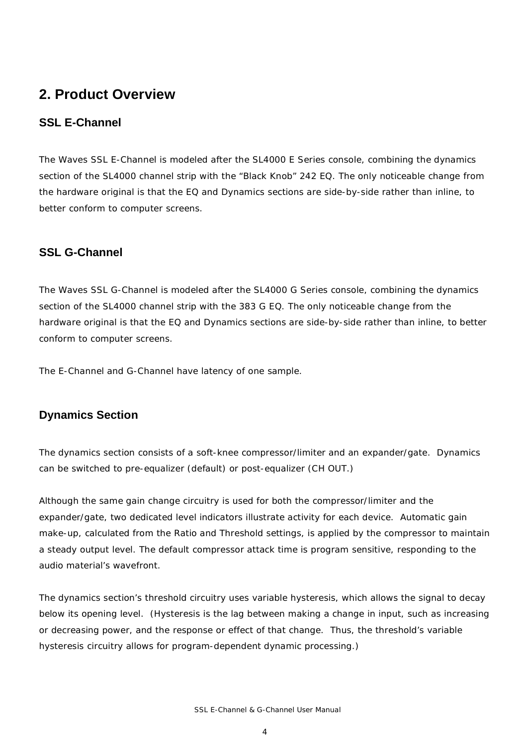# 2. Product Overview

## SSL E-Channel

The Waves SSL E-Channel is modeled after the SL4000 E Series console, combining the dynamics section of the SL4000 channel strip with the “Black Knob” 242 EQ. The only noticeable change from the hardware original is that the EQ and Dynamics sections are side-by-side rather than inline, to better conform to computer screens.

## SSL G-Channel

The Waves SSL G-Channel is modeled after the SL4000 G Series console, combining the dynamics section of the SL4000 channel strip with the 383 G EQ. The only noticeable change from the hardware original is that the EQ and Dynamics sections are side-by-side rather than inline, to better conform to computer screens.

The E-Channel and G-Channel have latency of one sample.

## Dynamics Section

The dynamics section consists of a soft-knee compressor/limiter and an expander/gate. Dynamics can be switched to pre-equalizer (default) or post-equalizer (CH OUT.)

Although the same gain change circuitry is used for both the compressor/limiter and the expander/gate, two dedicated level indicators illustrate activity for each device. Automatic gain make-up, calculated from the Ratio and Threshold settings, is applied by the compressor to maintain a steady output level. The default compressor attack time is program sensitive, responding to the audio material’s wavefront.

The dynamics section’s threshold circuitry uses variable hysteresis, which allows the signal to decay below its opening level. (Hysteresis is the lag between making a change in input, such as increasing or decreasing power, and the response or effect of that change. Thus, the threshold’s variable hysteresis circuitry allows for program-dependent dynamic processing.)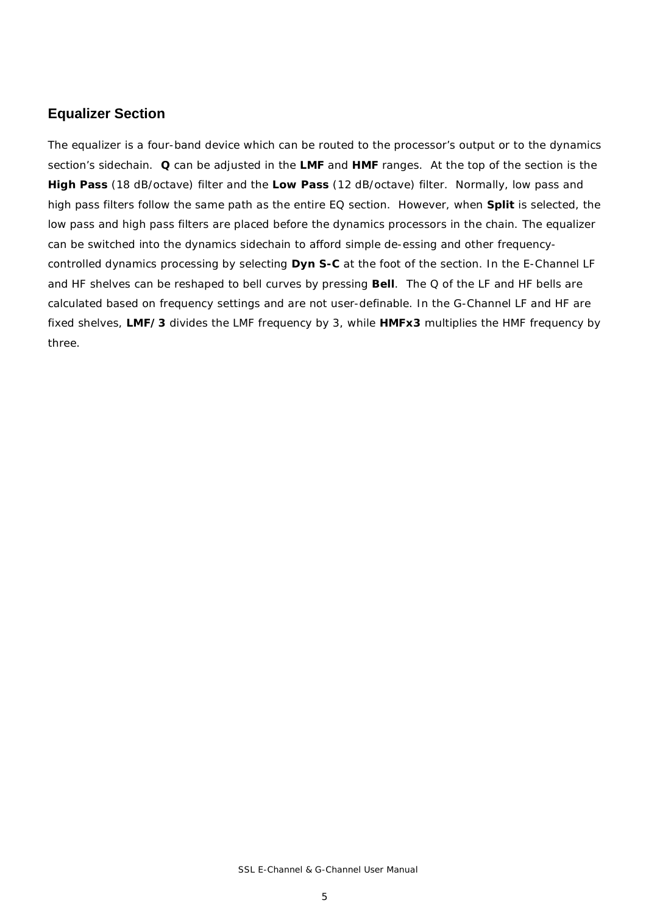## Equalizer Section

The equalizer is a four-band device which can be routed to the processor's output or to the dynamics section's sidechain. **Q** can be adjusted in the **LMF** and **HMF** ranges. At the top of the section is the **High Pass** (18 dB/octave) filter and the **Low Pass** (12 dB/octave) filter. Normally, low pass and high pass filters follow the same path as the entire EQ section. However, when **Split** is selected, the low pass and high pass filters are placed before the dynamics processors in the chain. The equalizer can be switched into the dynamics sidechain to afford simple de-essing and other frequency-controlled dynamics processing by selecting **Dyn S-C** at the foot of the section. In the E-Channel LF and HF shelves can be reshaped to bell curves by pressing **Bell**. The Q of the LF and HF bells are calculated based on frequency settings and are not user-definable. In the G-Channel LF and HF are fixed shelves, **LMF/3** divides the LMF frequency by 3, while **HMFx3** multiplies the HMF frequency by three.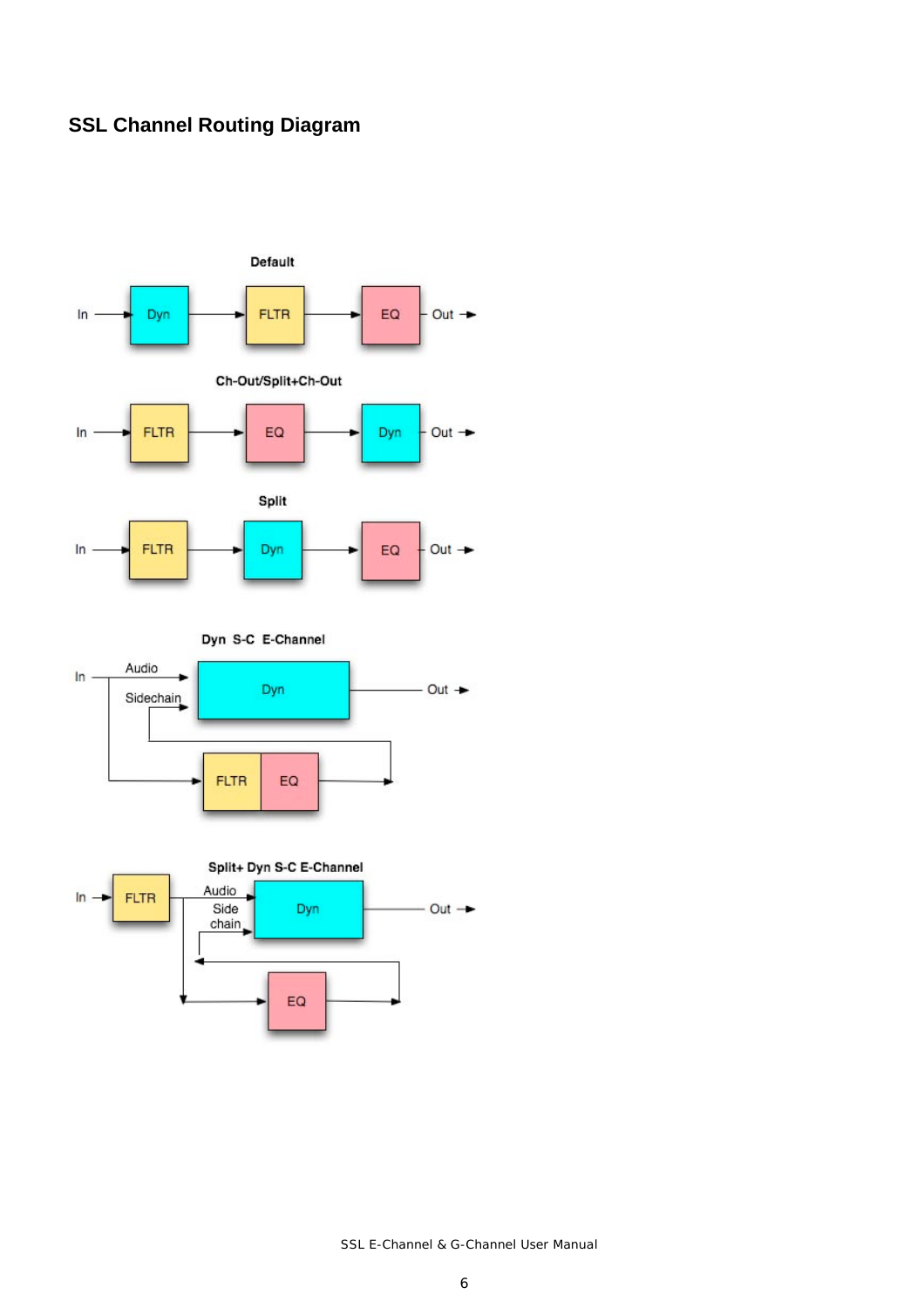## SSL Channel Routing Diagram

Default

In → Dyn → FLTR → EQ → Out

Ch-Out/Split+Ch-Out

In → FLTR → EQ → Dyn → Out

Split

In → FLTR → Dyn → EQ → Out

Dyn S-C E-Channel

In → Audio → Dyn → Out

Sidechain

FLTR EQ

Split+ Dyn S-C E-Channel

In → FLTR → Audio → Dyn → Out

Side chain

EQ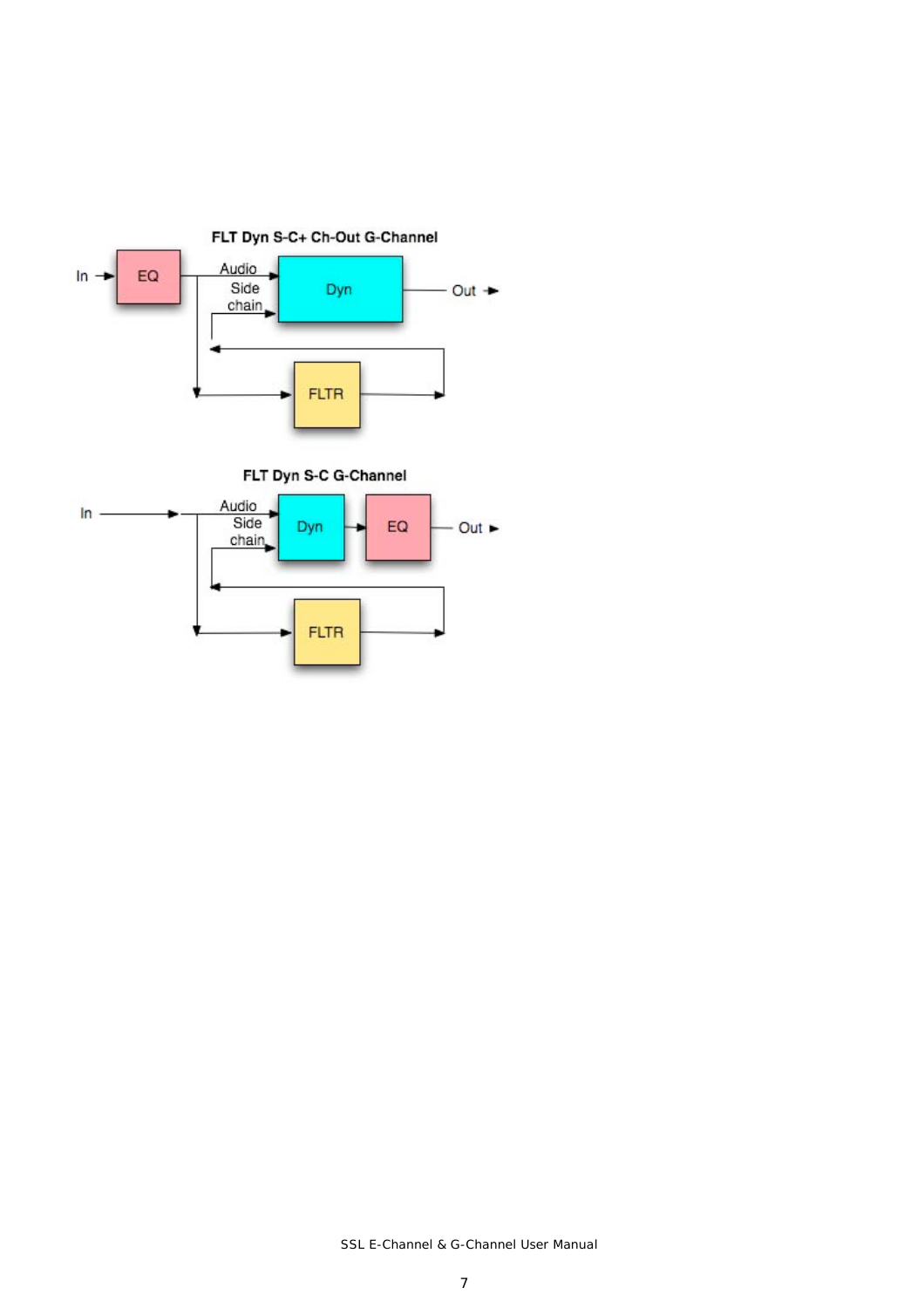**FLT Dyn S-C+ Ch-Out G-Channel**

In → EQ → Audio / Side chain → Dyn → Out

FLTR

**FLT Dyn S-C G-Channel**

In → Audio / Side chain → Dyn → EQ → Out

FLTR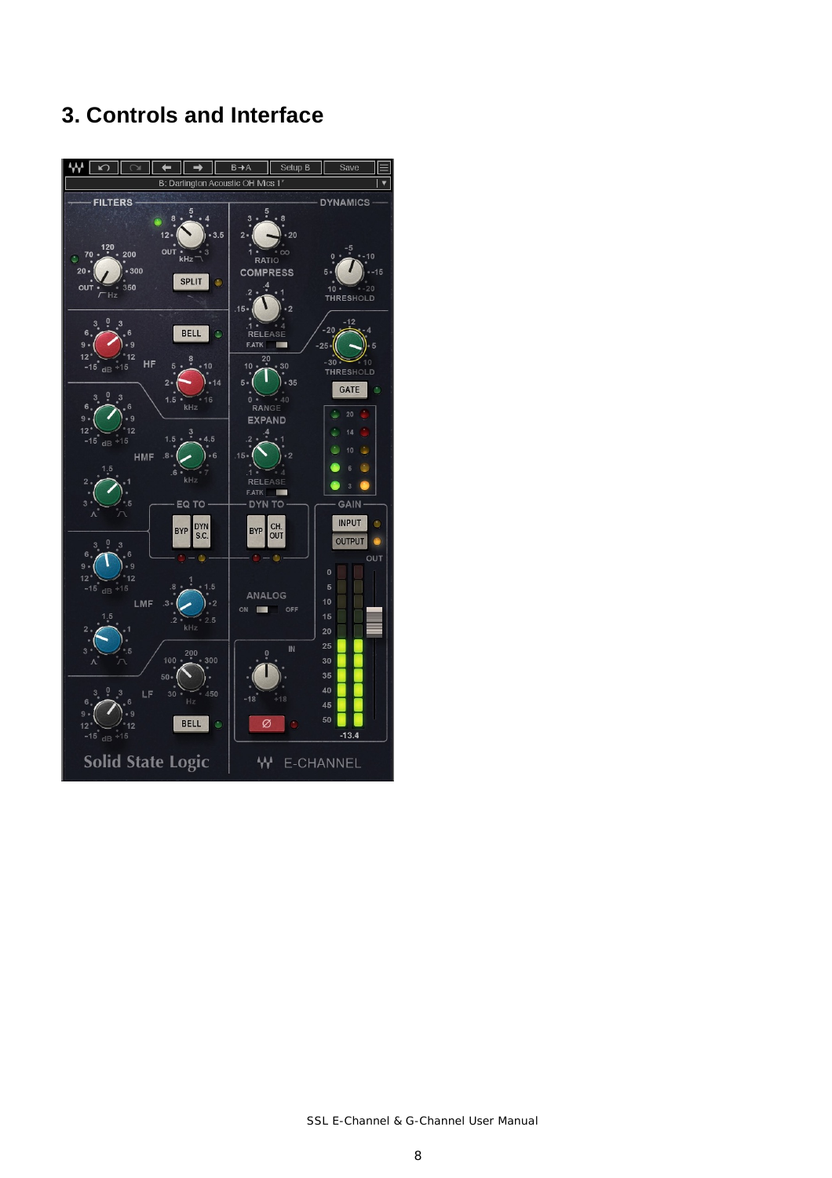# 3. Controls and Interface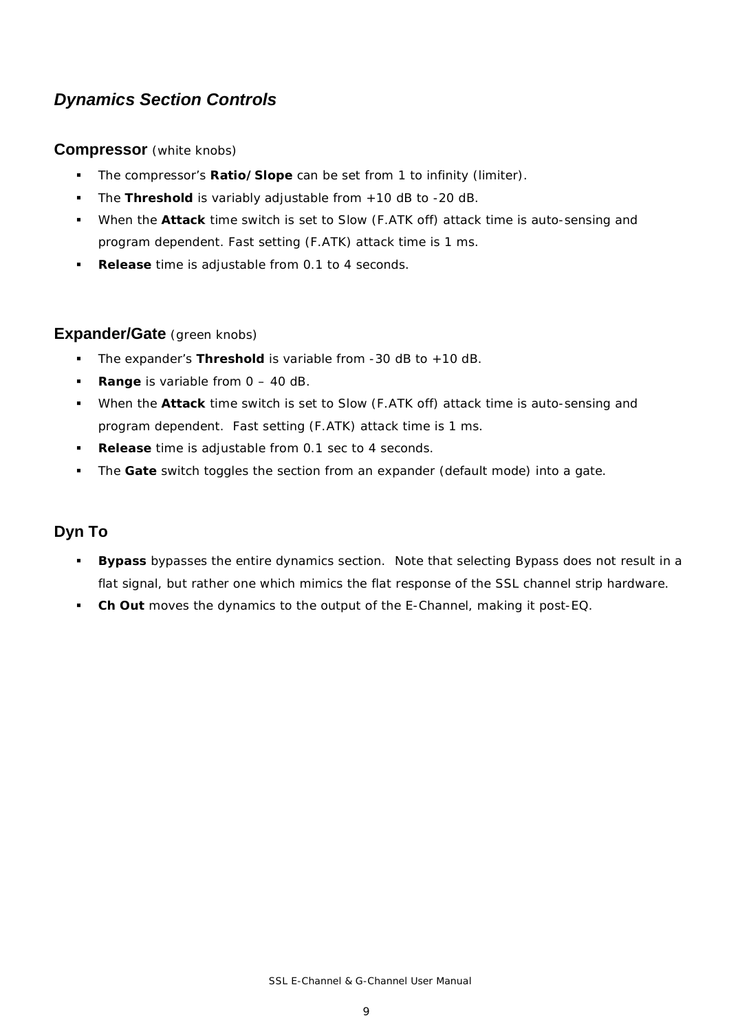## *Dynamics Section Controls*

### Compressor (white knobs)

- The compressor's **Ratio/Slope** can be set from 1 to infinity (limiter).
- The **Threshold** is variably adjustable from +10 dB to -20 dB.
- When the **Attack** time switch is set to Slow (F.ATK off) attack time is auto-sensing and program dependent. Fast setting (F.ATK) attack time is 1 ms.
- **Release** time is adjustable from 0.1 to 4 seconds.

### Expander/Gate (green knobs)

- The expander's **Threshold** is variable from -30 dB to +10 dB.
- **Range** is variable from 0 – 40 dB.
- When the **Attack** time switch is set to Slow (F.ATK off) attack time is auto-sensing and program dependent. Fast setting (F.ATK) attack time is 1 ms.
- **Release** time is adjustable from 0.1 sec to 4 seconds.
- The **Gate** switch toggles the section from an expander (default mode) into a gate.

### Dyn To

- **Bypass** bypasses the entire dynamics section. Note that selecting Bypass does not result in a flat signal, but rather one which mimics the flat response of the SSL channel strip hardware.
- **Ch Out** moves the dynamics to the output of the E-Channel, making it post-EQ.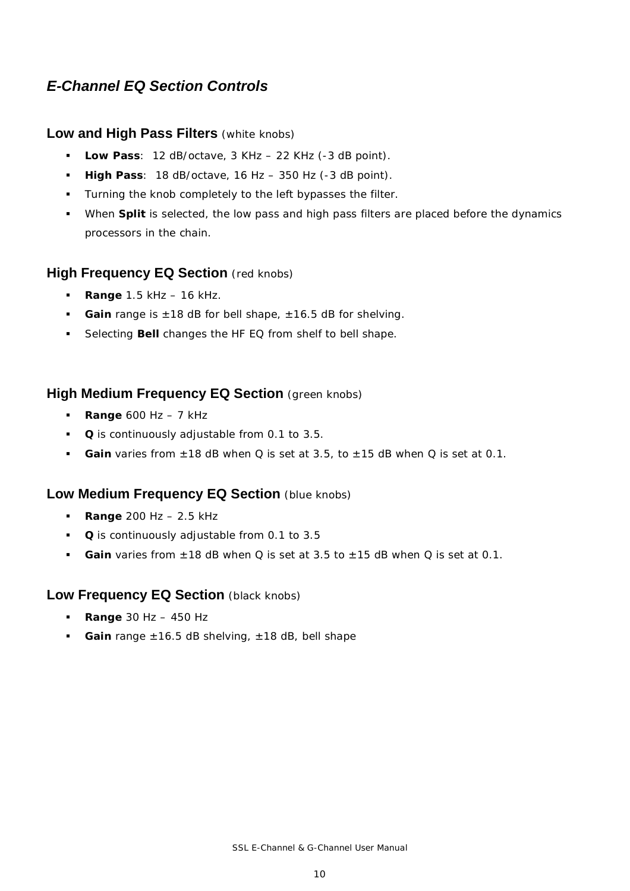## *E-Channel EQ Section Controls*

### Low and High Pass Filters (white knobs)

- **Low Pass**: 12 dB/octave, 3 KHz – 22 KHz (-3 dB point).
- **High Pass**: 18 dB/octave, 16 Hz – 350 Hz (-3 dB point).
- Turning the knob completely to the left bypasses the filter.
- When **Split** is selected, the low pass and high pass filters are placed before the dynamics processors in the chain.

### High Frequency EQ Section (red knobs)

- **Range** 1.5 kHz – 16 kHz.
- **Gain** range is ±18 dB for bell shape, ±16.5 dB for shelving.
- Selecting **Bell** changes the HF EQ from shelf to bell shape.

### High Medium Frequency EQ Section (green knobs)

- **Range** 600 Hz – 7 kHz
- **Q** is continuously adjustable from 0.1 to 3.5.
- **Gain** varies from ±18 dB when Q is set at 3.5, to ±15 dB when Q is set at 0.1.

### Low Medium Frequency EQ Section (blue knobs)

- **Range** 200 Hz – 2.5 kHz
- **Q** is continuously adjustable from 0.1 to 3.5
- **Gain** varies from ±18 dB when Q is set at 3.5 to ±15 dB when Q is set at 0.1.

### Low Frequency EQ Section (black knobs)

- **Range** 30 Hz – 450 Hz
- **Gain** range ±16.5 dB shelving, ±18 dB, bell shape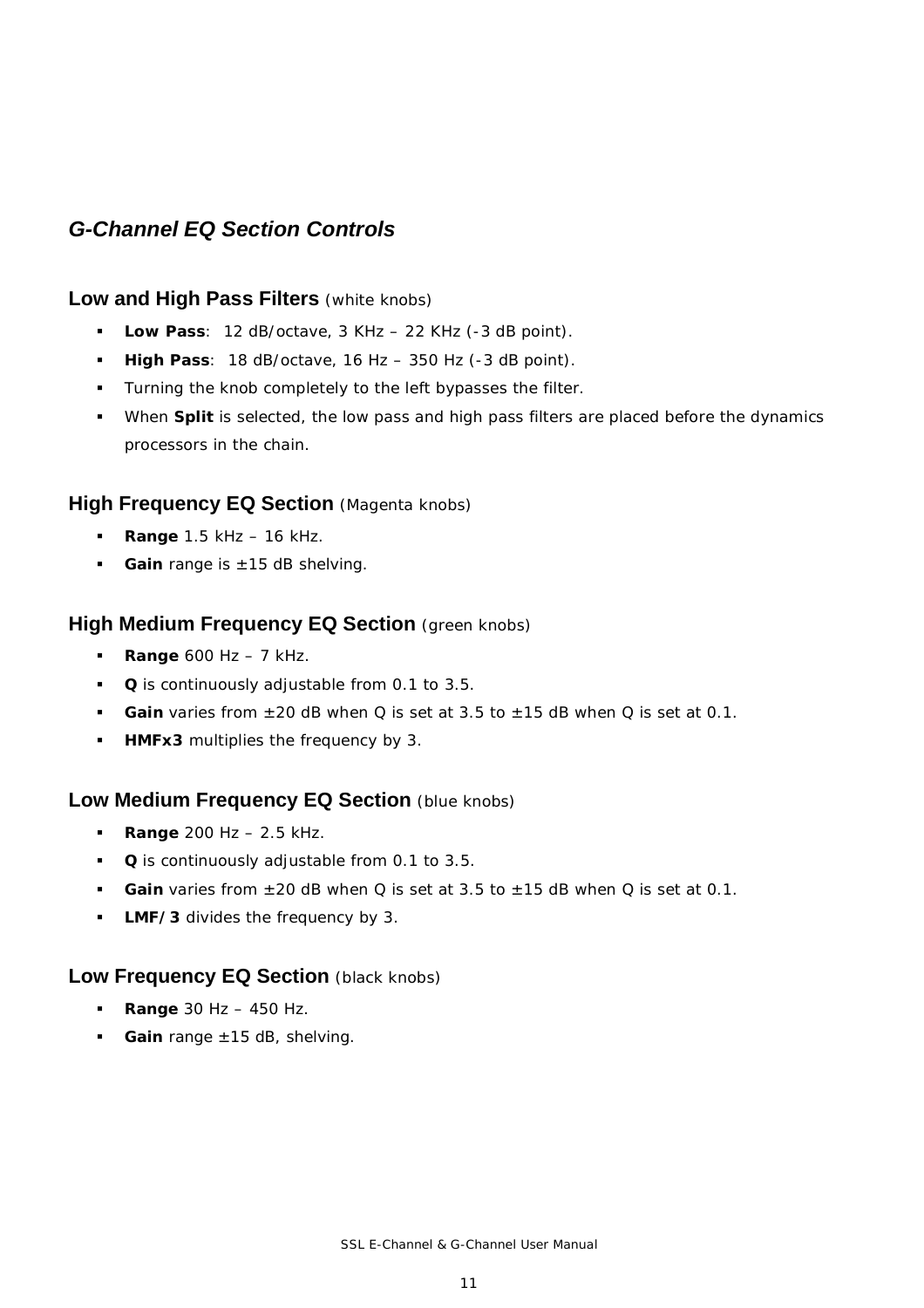## *G-Channel EQ Section Controls*

### Low and High Pass Filters (white knobs)

- **Low Pass**: 12 dB/octave, 3 KHz – 22 KHz (-3 dB point).
- **High Pass**: 18 dB/octave, 16 Hz – 350 Hz (-3 dB point).
- Turning the knob completely to the left bypasses the filter.
- When **Split** is selected, the low pass and high pass filters are placed before the dynamics processors in the chain.

### High Frequency EQ Section (Magenta knobs)

- **Range** 1.5 kHz – 16 kHz.
- **Gain** range is ±15 dB shelving.

### High Medium Frequency EQ Section (green knobs)

- **Range** 600 Hz – 7 kHz.
- **Q** is continuously adjustable from 0.1 to 3.5.
- **Gain** varies from ±20 dB when Q is set at 3.5 to ±15 dB when Q is set at 0.1.
- **HMFx3** multiplies the frequency by 3.

### Low Medium Frequency EQ Section (blue knobs)

- **Range** 200 Hz – 2.5 kHz.
- **Q** is continuously adjustable from 0.1 to 3.5.
- **Gain** varies from ±20 dB when Q is set at 3.5 to ±15 dB when Q is set at 0.1.
- **LMF/3** divides the frequency by 3.

### Low Frequency EQ Section (black knobs)

- **Range** 30 Hz – 450 Hz.
- **Gain** range ±15 dB, shelving.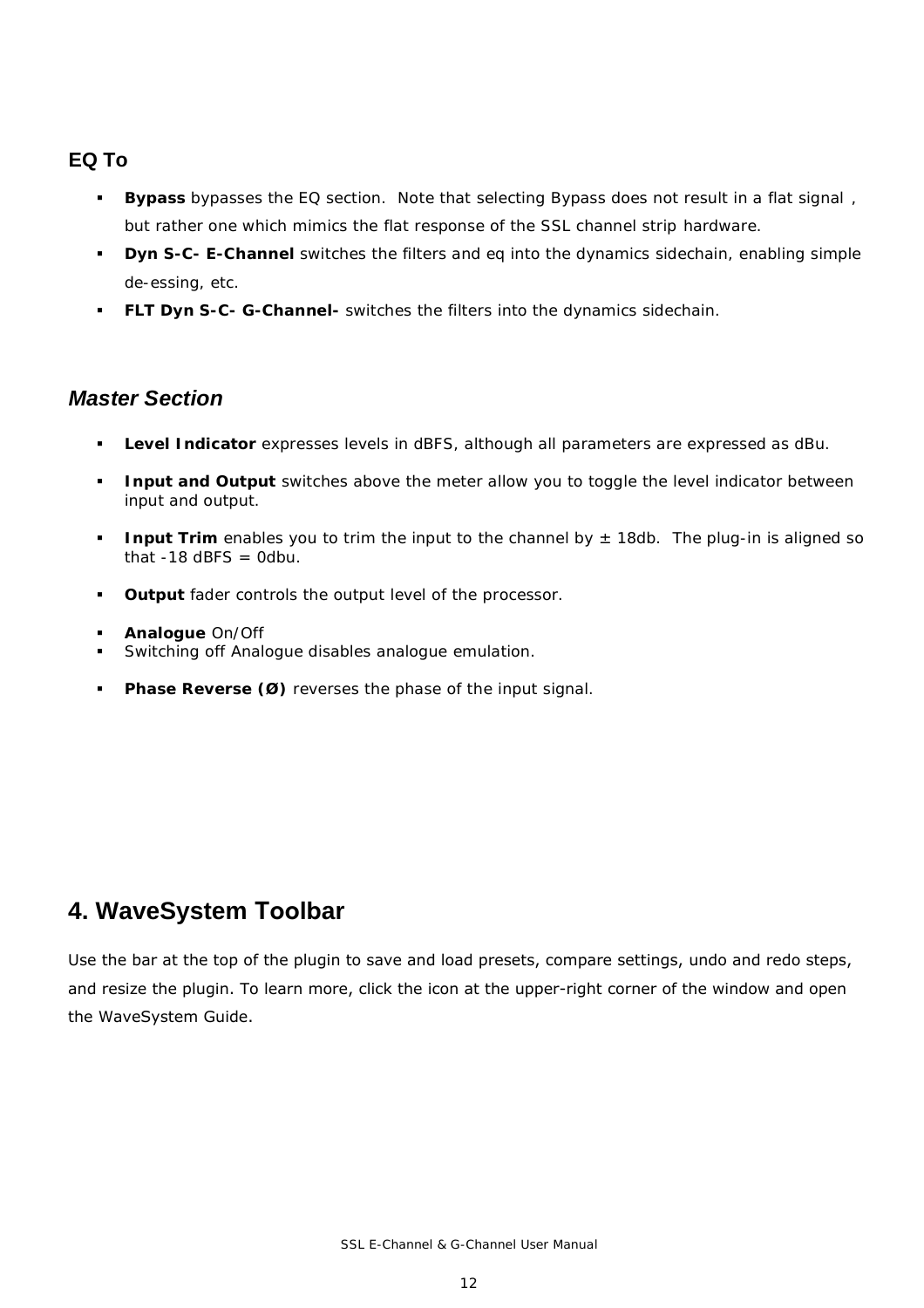### EQ To

- **Bypass** bypasses the EQ section. Note that selecting Bypass does not result in a flat signal , but rather one which mimics the flat response of the SSL channel strip hardware.
- **Dyn S-C- E-Channel** switches the filters and eq into the dynamics sidechain, enabling simple de-essing, etc.
- **FLT Dyn S-C- G-Channel-** switches the filters into the dynamics sidechain.

### *Master Section*

- **Level Indicator** expresses levels in dBFS, although all parameters are expressed as dBu.
- **Input and Output** switches above the meter allow you to toggle the level indicator between input and output.
- **Input Trim** enables you to trim the input to the channel by ± 18db. The plug-in is aligned so that -18 dBFS = 0dbu.
- **Output** fader controls the output level of the processor.
- **Analogue** On/Off
- Switching off Analogue disables analogue emulation.
- **Phase Reverse (Ø)** reverses the phase of the input signal.

## 4. WaveSystem Toolbar

Use the bar at the top of the plugin to save and load presets, compare settings, undo and redo steps, and resize the plugin. To learn more, click the icon at the upper-right corner of the window and open the WaveSystem Guide.